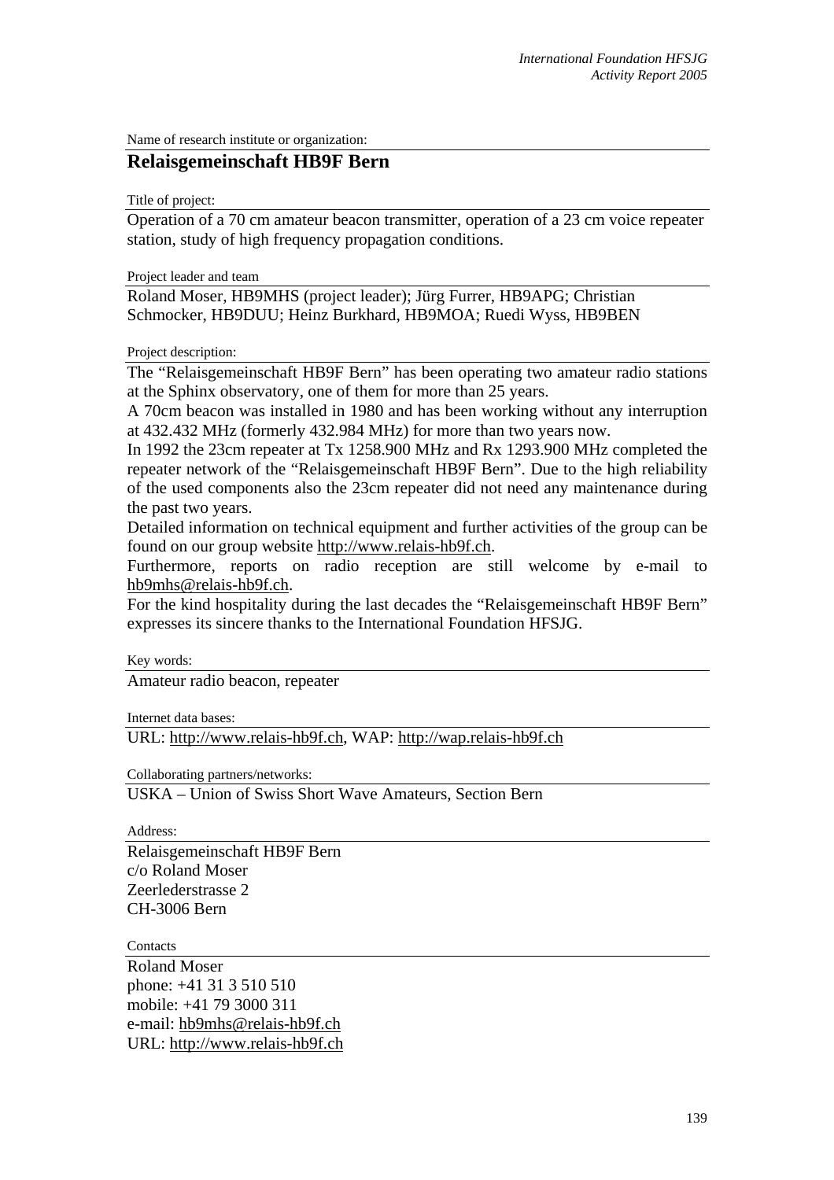Name of research institute or organization:

## Relaisgemeinschaft HB9F Bern

Title of project:

Operation of a 70 cm amateur beacon transmitter, operation of a 23 cm voice repeater station, study of high frequency propagation conditions.

Project leader and team

Roland Moser, HB9MHS (project leader); Jürg Furrer, HB9APG; Christian Schmocker, HB9DUU; Heinz Burkhard, HB9MOA; Ruedi Wyss, HB9BEN

Project description:

The "Relaisgemeinschaft HB9F Bern" has been operating two amateur radio stations at the Sphinx observatory, one of them for more than 25 years.

A 70cm beacon was installed in 1980 and has been working without any interruption at 432.432 MHz (formerly 432.984 MHz) for more than two years now.

In 1992 the 23cm repeater at Tx 1258.900 MHz and Rx 1293.900 MHz completed the repeater network of the "Relaisgemeinschaft HB9F Bern". Due to the high reliability of the used components also the 23cm repeater did not need any maintenance during the past two years.

Detailed information on technical equipment and further activities of the group can be found on our group website http://www.relais-hb9f.ch.

Furthermore, reports on radio reception are still welcome by e-mail to hb9mhs@relais-hb9f.ch.

For the kind hospitality during the last decades the "Relaisgemeinschaft HB9F Bern" expresses its sincere thanks to the International Foundation HFSJG.

Key words:

Amateur radio beacon, repeater

Internet data bases:

URL: http://www.relais-hb9f.ch, WAP: http://wap.relais-hb9f.ch

Collaborating partners/networks:

USKA – Union of Swiss Short Wave Amateurs, Section Bern

Address:

Relaisgemeinschaft HB9F Bern
c/o Roland Moser
Zeerlederstrasse 2
CH-3006 Bern

Contacts

Roland Moser
phone: +41 31 3 510 510
mobile: +41 79 3000 311
e-mail: hb9mhs@relais-hb9f.ch
URL: http://www.relais-hb9f.ch